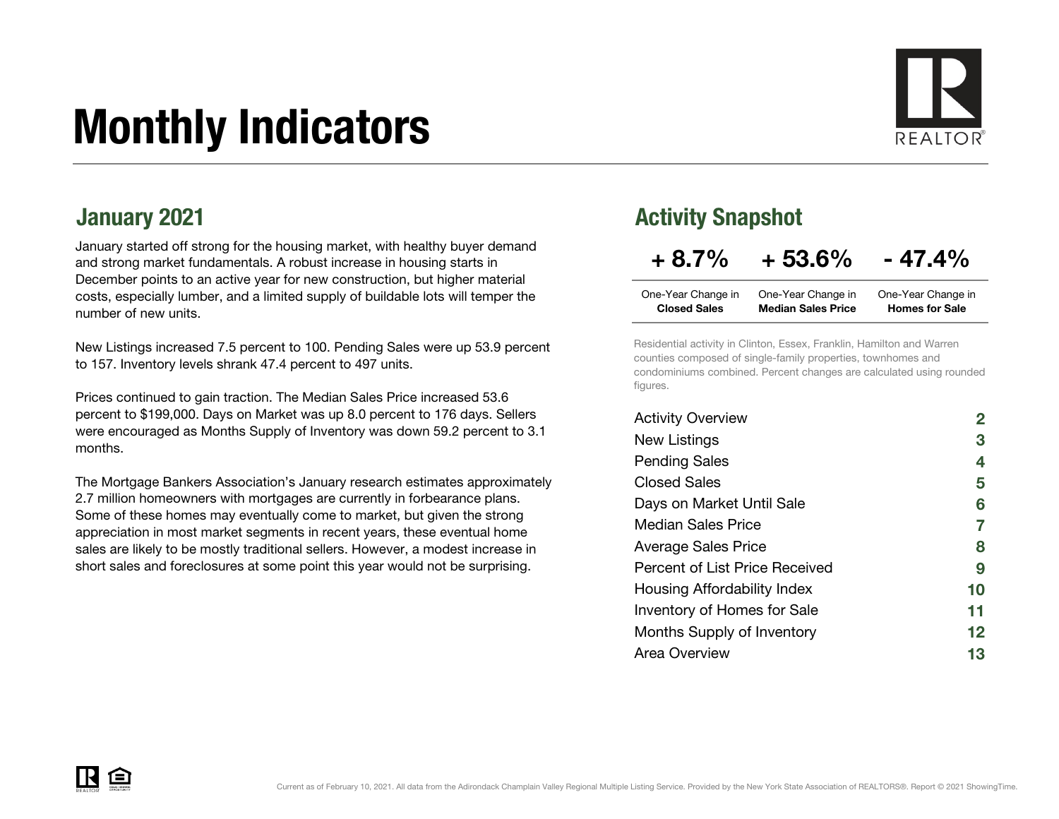# Monthly Indicators

## January 2021

January started off strong for the housing market, with healthy buyer demand and strong market fundamentals. A robust increase in housing starts in December points to an active year for new construction, but higher material costs, especially lumber, and a limited supply of buildable lots will temper the number of new units.

New Listings increased 7.5 percent to 100. Pending Sales were up 53.9 percent to 157. Inventory levels shrank 47.4 percent to 497 units.

Prices continued to gain traction. The Median Sales Price increased 53.6 percent to $199,000. Days on Market was up 8.0 percent to 176 days. Sellers were encouraged as Months Supply of Inventory was down 59.2 percent to 3.1 months.

The Mortgage Bankers Association's January research estimates approximately 2.7 million homeowners with mortgages are currently in forbearance plans. Some of these homes may eventually come to market, but given the strong appreciation in most market segments in recent years, these eventual home sales are likely to be mostly traditional sellers. However, a modest increase in short sales and foreclosures at some point this year would not be surprising.

## Activity Snapshot

| + 8.7% | + 53.6% | - 47.4% |
|---|---|---|
| One-Year Change in **Closed Sales** | One-Year Change in **Median Sales Price** | One-Year Change in **Homes for Sale** |

Residential activity in Clinton, Essex, Franklin, Hamilton and Warren counties composed of single-family properties, townhomes and condominiums combined. Percent changes are calculated using rounded figures.

| | |
|---|---|
| Activity Overview | 2 |
| New Listings | 3 |
| Pending Sales | 4 |
| Closed Sales | 5 |
| Days on Market Until Sale | 6 |
| Median Sales Price | 7 |
| Average Sales Price | 8 |
| Percent of List Price Received | 9 |
| Housing Affordability Index | 10 |
| Inventory of Homes for Sale | 11 |
| Months Supply of Inventory | 12 |
| Area Overview | 13 |

Current as of February 10, 2021. All data from the Adirondack Champlain Valley Regional Multiple Listing Service. Provided by the New York State Association of REALTORS®. Report © 2021 ShowingTime.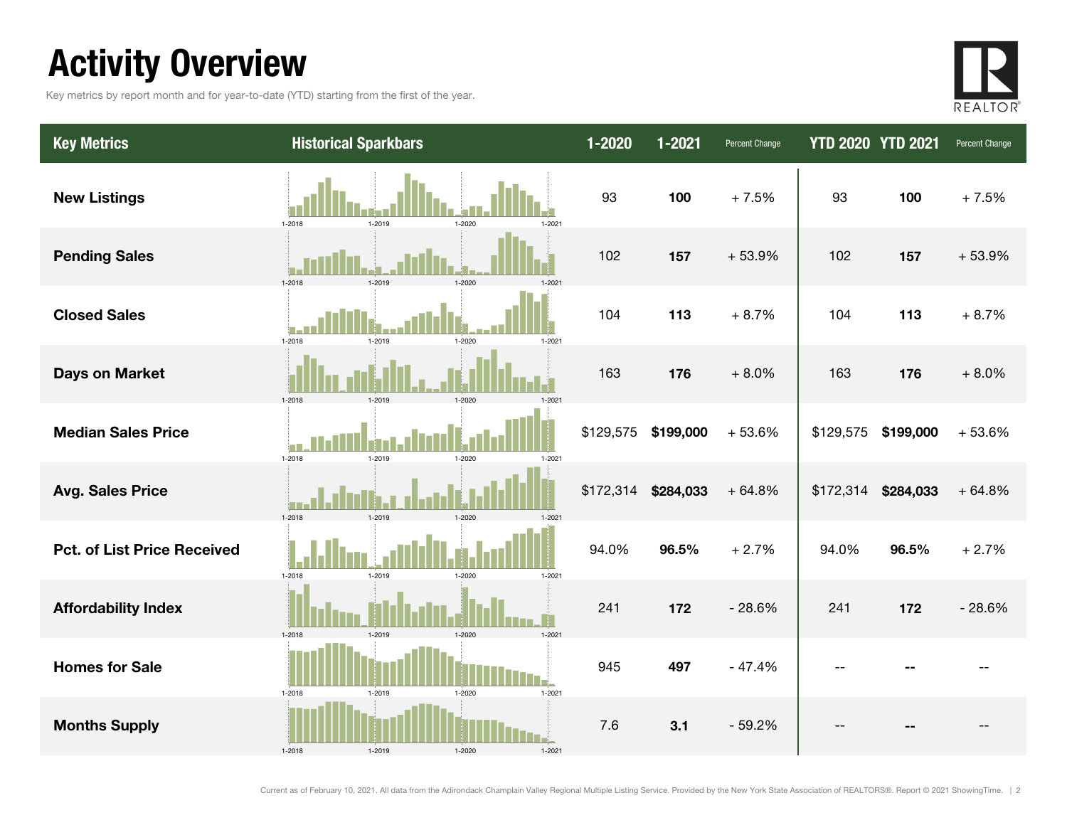# Activity Overview

Key metrics by report month and for year-to-date (YTD) starting from the first of the year.

| Key Metrics | Historical Sparkbars | 1-2020 | 1-2021 | Percent Change | YTD 2020 | YTD 2021 | Percent Change |
|---|---|---|---|---|---|---|---|
| **New Listings** | 1-2018 1-2019 1-2020 1-2021 | 93 | **100** | + 7.5% | 93 | **100** | + 7.5% |
| **Pending Sales** | 1-2018 1-2019 1-2020 1-2021 | 102 | **157** | + 53.9% | 102 | **157** | + 53.9% |
| **Closed Sales** | 1-2018 1-2019 1-2020 1-2021 | 104 | **113** | + 8.7% | 104 | **113** | + 8.7% |
| **Days on Market** | 1-2018 1-2019 1-2020 1-2021 | 163 | **176** | + 8.0% | 163 | **176** | + 8.0% |
| **Median Sales Price** | 1-2018 1-2019 1-2020 1-2021 | $129,575 | **$199,000** | + 53.6% | $129,575 | **$199,000** | + 53.6% |
| **Avg. Sales Price** | 1-2018 1-2019 1-2020 1-2021 | $172,314 | **$284,033** | + 64.8% | $172,314 | **$284,033** | + 64.8% |
| **Pct. of List Price Received** | 1-2018 1-2019 1-2020 1-2021 | 94.0% | **96.5%** | + 2.7% | 94.0% | **96.5%** | + 2.7% |
| **Affordability Index** | 1-2018 1-2019 1-2020 1-2021 | 241 | **172** | - 28.6% | 241 | **172** | - 28.6% |
| **Homes for Sale** | 1-2018 1-2019 1-2020 1-2021 | 945 | **497** | - 47.4% | -- | **--** | -- |
| **Months Supply** | 1-2018 1-2019 1-2020 1-2021 | 7.6 | **3.1** | - 59.2% | -- | **--** | -- |

Current as of February 10, 2021. All data from the Adirondack Champlain Valley Regional Multiple Listing Service. Provided by the New York State Association of REALTORS®. Report © 2021 ShowingTime.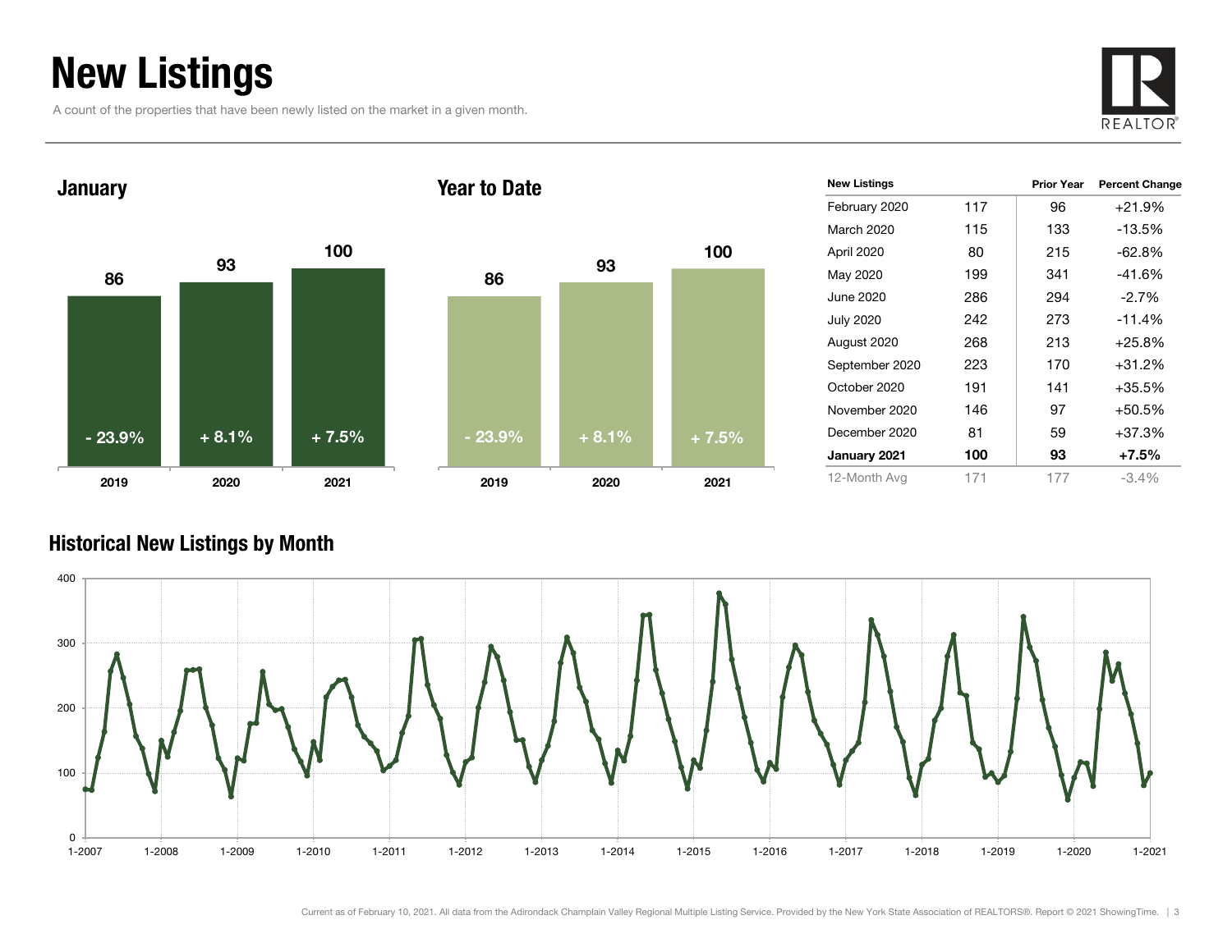# New Listings

A count of the properties that have been newly listed on the market in a given month.

### January

| | 2019 | 2020 | 2021 |
|---|---|---|---|
| New Listings | 86 | 93 | 100 |
| Change | - 23.9% | + 8.1% | + 7.5% |

### Year to Date

| | 2019 | 2020 | 2021 |
|---|---|---|---|
| New Listings | 86 | 93 | 100 |
| Change | - 23.9% | + 8.1% | + 7.5% |

| New Listings | | Prior Year | Percent Change |
|---|---|---|---|
| February 2020 | 117 | 96 | +21.9% |
| March 2020 | 115 | 133 | -13.5% |
| April 2020 | 80 | 215 | -62.8% |
| May 2020 | 199 | 341 | -41.6% |
| June 2020 | 286 | 294 | -2.7% |
| July 2020 | 242 | 273 | -11.4% |
| August 2020 | 268 | 213 | +25.8% |
| September 2020 | 223 | 170 | +31.2% |
| October 2020 | 191 | 141 | +35.5% |
| November 2020 | 146 | 97 | +50.5% |
| December 2020 | 81 | 59 | +37.3% |
| **January 2021** | **100** | **93** | **+7.5%** |
| 12-Month Avg | 171 | 177 | -3.4% |

### Historical New Listings by Month

Current as of February 10, 2021. All data from the Adirondack Champlain Valley Regional Multiple Listing Service. Provided by the New York State Association of REALTORS®. Report © 2021 ShowingTime.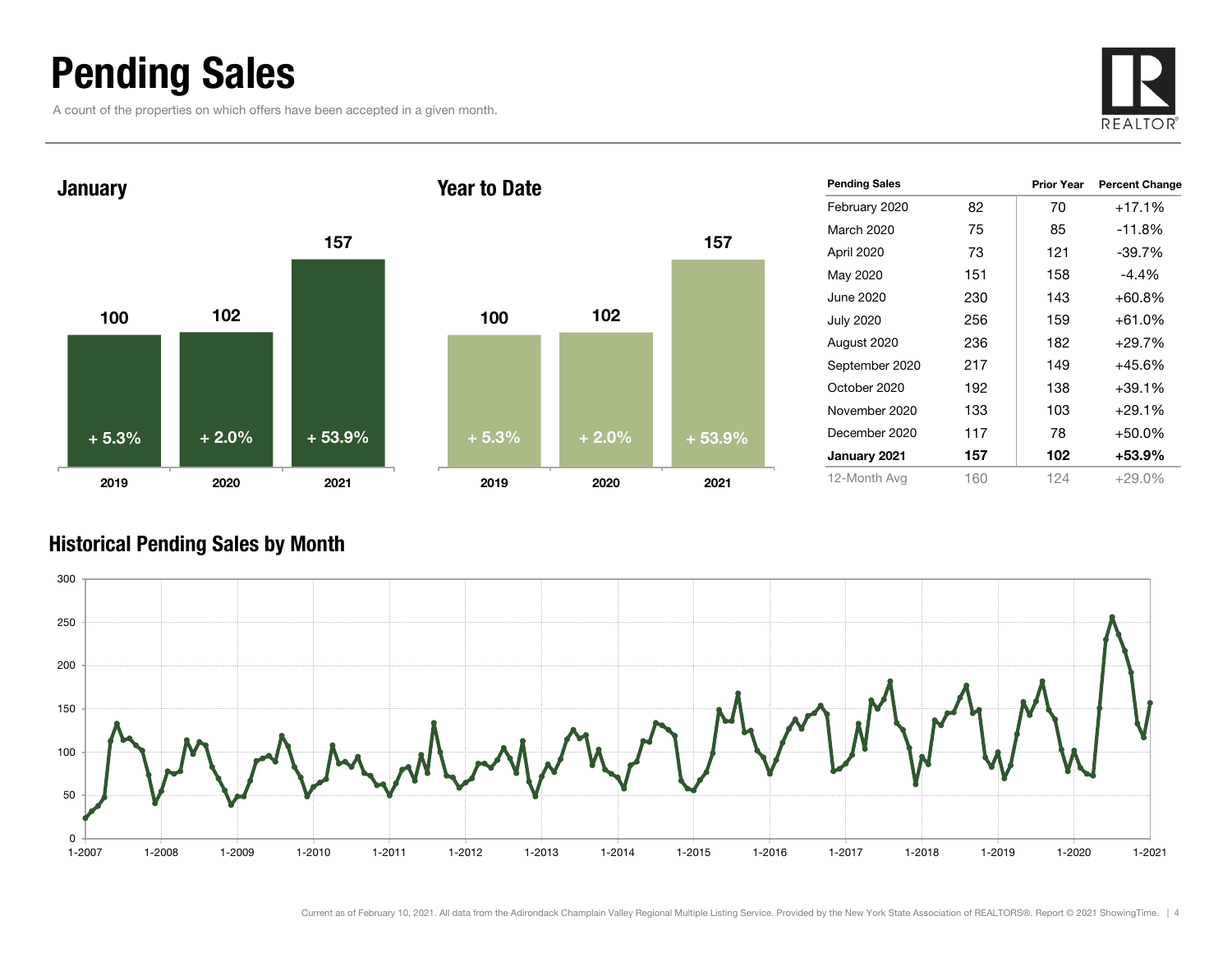# Pending Sales

A count of the properties on which offers have been accepted in a given month.

## January

| | 2019 | 2020 | 2021 |
|---|---|---|---|
| Pending Sales | 100 | 102 | 157 |
| Change | + 5.3% | + 2.0% | + 53.9% |

## Year to Date

| | 2019 | 2020 | 2021 |
|---|---|---|---|
| Pending Sales | 100 | 102 | 157 |
| Change | + 5.3% | + 2.0% | + 53.9% |

| Pending Sales | | Prior Year | Percent Change |
|---|---|---|---|
| February 2020 | 82 | 70 | +17.1% |
| March 2020 | 75 | 85 | -11.8% |
| April 2020 | 73 | 121 | -39.7% |
| May 2020 | 151 | 158 | -4.4% |
| June 2020 | 230 | 143 | +60.8% |
| July 2020 | 256 | 159 | +61.0% |
| August 2020 | 236 | 182 | +29.7% |
| September 2020 | 217 | 149 | +45.6% |
| October 2020 | 192 | 138 | +39.1% |
| November 2020 | 133 | 103 | +29.1% |
| December 2020 | 117 | 78 | +50.0% |
| **January 2021** | **157** | **102** | **+53.9%** |
| 12-Month Avg | 160 | 124 | +29.0% |

## Historical Pending Sales by Month

Current as of February 10, 2021. All data from the Adirondack Champlain Valley Regional Multiple Listing Service. Provided by the New York State Association of REALTORS®. Report © 2021 ShowingTime.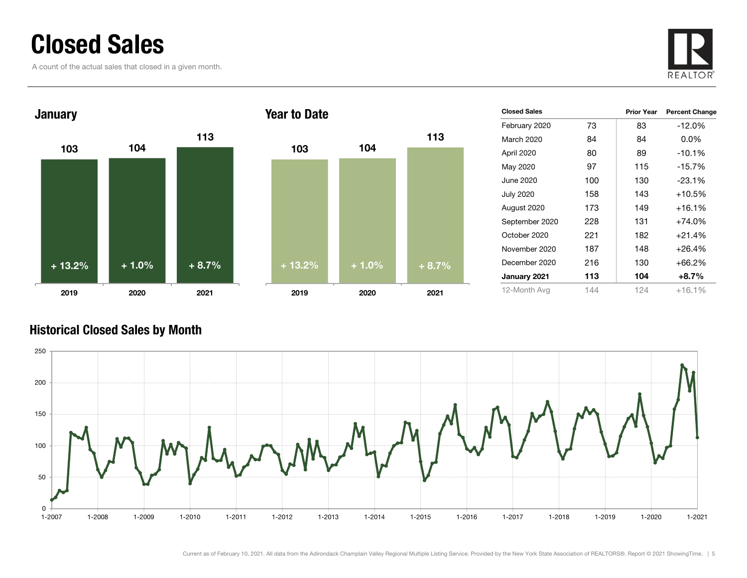# Closed Sales

A count of the actual sales that closed in a given month.

## January

| | 2019 | 2020 | 2021 |
|---|---|---|---|
| Closed Sales | 103 | 104 | 113 |
| Change | + 13.2% | + 1.0% | + 8.7% |

## Year to Date

| | 2019 | 2020 | 2021 |
|---|---|---|---|
| Closed Sales | 103 | 104 | 113 |
| Change | + 13.2% | + 1.0% | + 8.7% |

| Closed Sales | | Prior Year | Percent Change |
|---|---|---|---|
| February 2020 | 73 | 83 | -12.0% |
| March 2020 | 84 | 84 | 0.0% |
| April 2020 | 80 | 89 | -10.1% |
| May 2020 | 97 | 115 | -15.7% |
| June 2020 | 100 | 130 | -23.1% |
| July 2020 | 158 | 143 | +10.5% |
| August 2020 | 173 | 149 | +16.1% |
| September 2020 | 228 | 131 | +74.0% |
| October 2020 | 221 | 182 | +21.4% |
| November 2020 | 187 | 148 | +26.4% |
| December 2020 | 216 | 130 | +66.2% |
| **January 2021** | **113** | **104** | **+8.7%** |
| 12-Month Avg | 144 | 124 | +16.1% |

## Historical Closed Sales by Month

Current as of February 10, 2021. All data from the Adirondack Champlain Valley Regional Multiple Listing Service. Provided by the New York State Association of REALTORS®. Report © 2021 ShowingTime.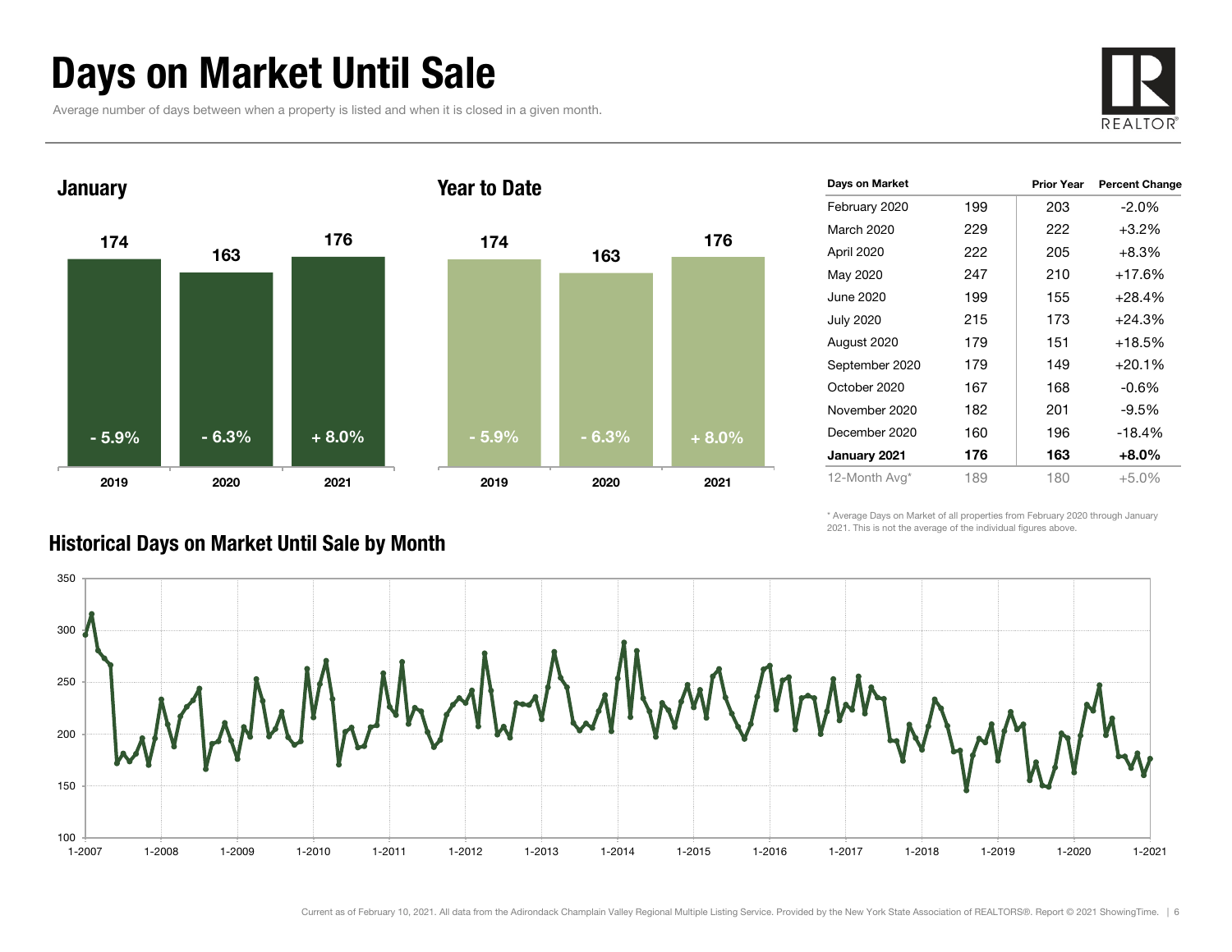# Days on Market Until Sale

Average number of days between when a property is listed and when it is closed in a given month.

## January

| | 2019 | 2020 | 2021 |
|---|---|---|---|
| Days | 174 | 163 | 176 |
| Change | - 5.9% | - 6.3% | + 8.0% |

## Year to Date

| | 2019 | 2020 | 2021 |
|---|---|---|---|
| Days | 174 | 163 | 176 |
| Change | - 5.9% | - 6.3% | + 8.0% |

| Days on Market | | Prior Year | Percent Change |
|---|---|---|---|
| February 2020 | 199 | 203 | -2.0% |
| March 2020 | 229 | 222 | +3.2% |
| April 2020 | 222 | 205 | +8.3% |
| May 2020 | 247 | 210 | +17.6% |
| June 2020 | 199 | 155 | +28.4% |
| July 2020 | 215 | 173 | +24.3% |
| August 2020 | 179 | 151 | +18.5% |
| September 2020 | 179 | 149 | +20.1% |
| October 2020 | 167 | 168 | -0.6% |
| November 2020 | 182 | 201 | -9.5% |
| December 2020 | 160 | 196 | -18.4% |
| **January 2021** | **176** | **163** | **+8.0%** |
| 12-Month Avg* | 189 | 180 | +5.0% |

\* Average Days on Market of all properties from February 2020 through January 2021. This is not the average of the individual figures above.

## Historical Days on Market Until Sale by Month

Current as of February 10, 2021. All data from the Adirondack Champlain Valley Regional Multiple Listing Service. Provided by the New York State Association of REALTORS®. Report © 2021 ShowingTime.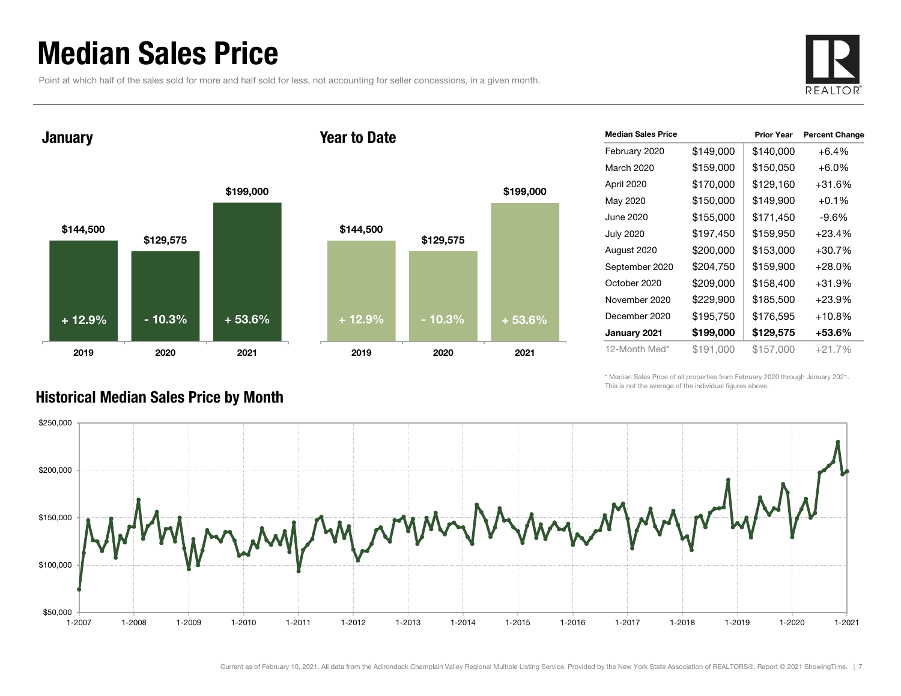# Median Sales Price

Point at which half of the sales sold for more and half sold for less, not accounting for seller concessions, in a given month.

## January

| | 2019 | 2020 | 2021 |
|---|---|---|---|
| Median Sales Price | $144,500 | $129,575 | $199,000 |
| Change | + 12.9% | - 10.3% | + 53.6% |

## Year to Date

| | 2019 | 2020 | 2021 |
|---|---|---|---|
| Median Sales Price | $144,500 | $129,575 | $199,000 |
| Change | + 12.9% | - 10.3% | + 53.6% |

| Median Sales Price | | Prior Year | Percent Change |
|---|---|---|---|
| February 2020 | $149,000 | $140,000 | +6.4% |
| March 2020 | $159,000 | $150,050 | +6.0% |
| April 2020 | $170,000 | $129,160 | +31.6% |
| May 2020 | $150,000 | $149,900 | +0.1% |
| June 2020 | $155,000 | $171,450 | -9.6% |
| July 2020 | $197,450 | $159,950 | +23.4% |
| August 2020 | $200,000 | $153,000 | +30.7% |
| September 2020 | $204,750 | $159,900 | +28.0% |
| October 2020 | $209,000 | $158,400 | +31.9% |
| November 2020 | $229,900 | $185,500 | +23.9% |
| December 2020 | $195,750 | $176,595 | +10.8% |
| **January 2021** | **$199,000** | **$129,575** | **+53.6%** |
| 12-Month Med* | $191,000 | $157,000 | +21.7% |

\* Median Sales Price of all properties from February 2020 through January 2021. This is not the average of the individual figures above.

## Historical Median Sales Price by Month

Current as of February 10, 2021. All data from the Adirondack Champlain Valley Regional Multiple Listing Service. Provided by the New York State Association of REALTORS®. Report © 2021 ShowingTime.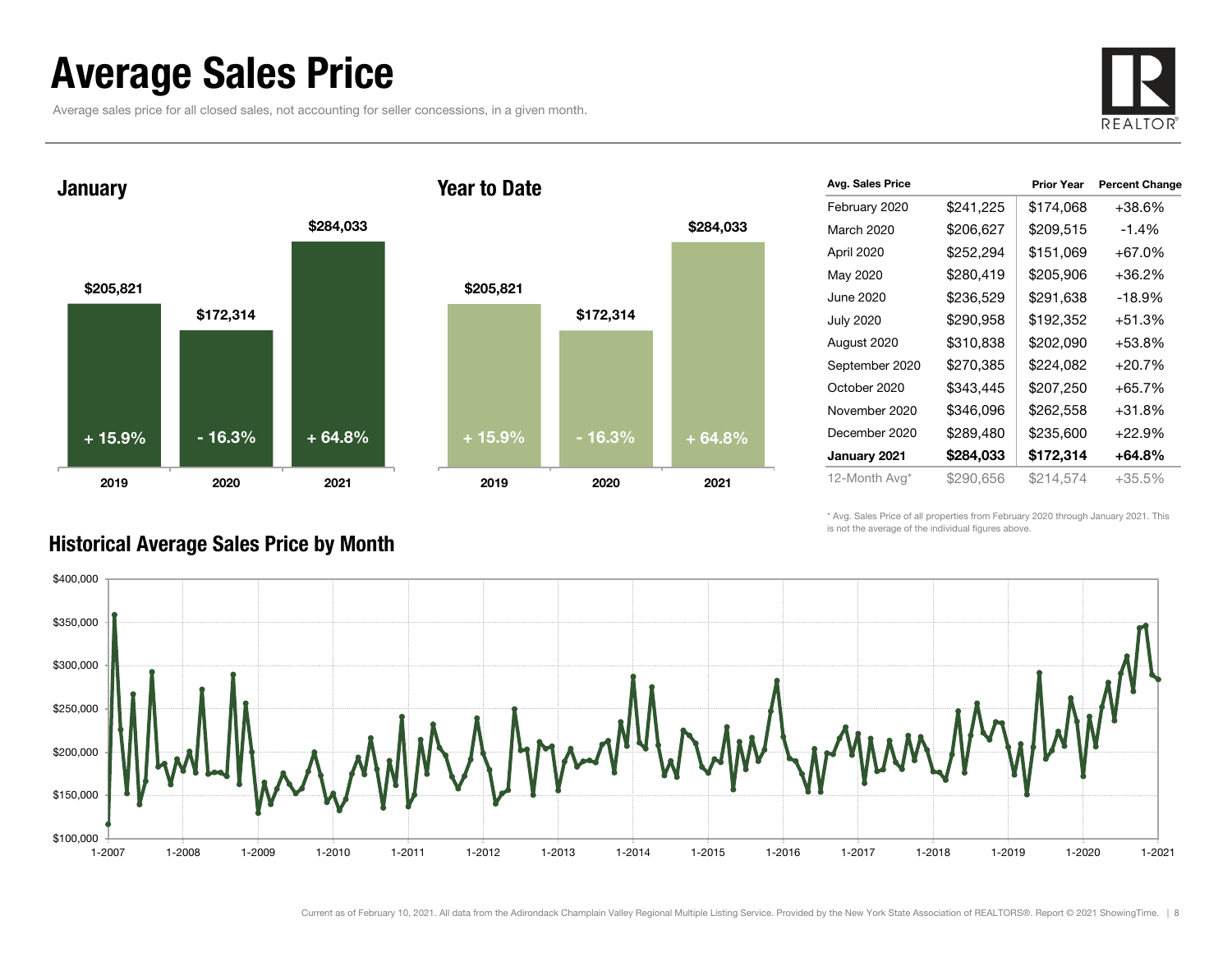# Average Sales Price

Average sales price for all closed sales, not accounting for seller concessions, in a given month.

## January

| | 2019 | 2020 | 2021 |
|---|---|---|---|
| Average Sales Price | $205,821 | $172,314 | $284,033 |
| Change | + 15.9% | - 16.3% | + 64.8% |

## Year to Date

| | 2019 | 2020 | 2021 |
|---|---|---|---|
| Average Sales Price | $205,821 | $172,314 | $284,033 |
| Change | + 15.9% | - 16.3% | + 64.8% |

| Avg. Sales Price | | Prior Year | Percent Change |
|---|---|---|---|
| February 2020 | $241,225 | $174,068 | +38.6% |
| March 2020 | $206,627 | $209,515 | -1.4% |
| April 2020 | $252,294 | $151,069 | +67.0% |
| May 2020 | $280,419 | $205,906 | +36.2% |
| June 2020 | $236,529 | $291,638 | -18.9% |
| July 2020 | $290,958 | $192,352 | +51.3% |
| August 2020 | $310,838 | $202,090 | +53.8% |
| September 2020 | $270,385 | $224,082 | +20.7% |
| October 2020 | $343,445 | $207,250 | +65.7% |
| November 2020 | $346,096 | $262,558 | +31.8% |
| December 2020 | $289,480 | $235,600 | +22.9% |
| **January 2021** | **$284,033** | **$172,314** | **+64.8%** |
| 12-Month Avg* | $290,656 | $214,574 | +35.5% |

\* Avg. Sales Price of all properties from February 2020 through January 2021. This is not the average of the individual figures above.

## Historical Average Sales Price by Month

Current as of February 10, 2021. All data from the Adirondack Champlain Valley Regional Multiple Listing Service. Provided by the New York State Association of REALTORS®. Report © 2021 ShowingTime.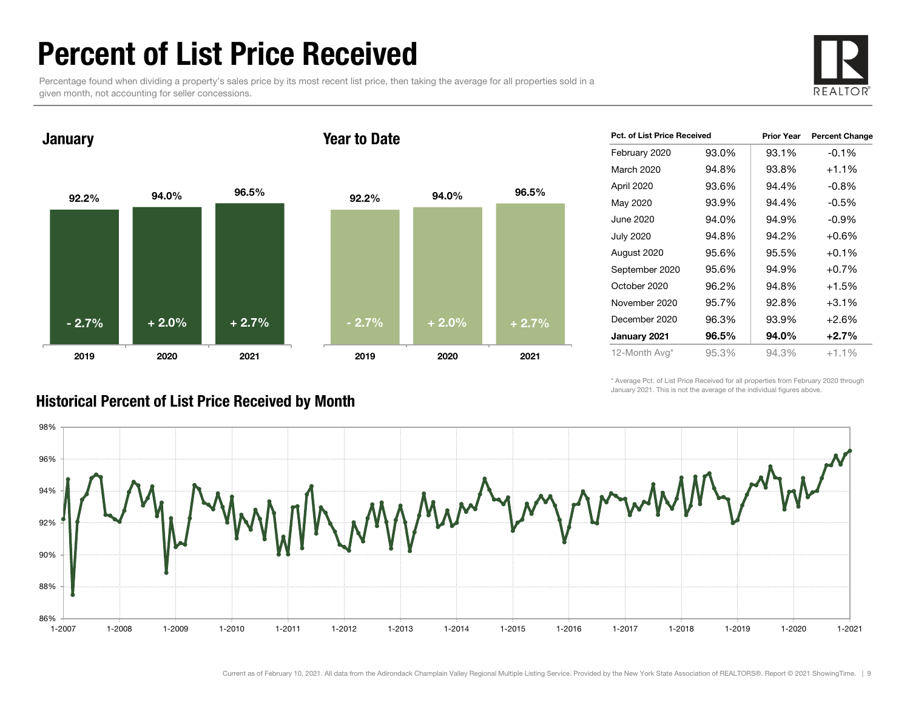# Percent of List Price Received

Percentage found when dividing a property's sales price by its most recent list price, then taking the average for all properties sold in a given month, not accounting for seller concessions.

## January

| | 2019 | 2020 | 2021 |
|---|---|---|---|
| Value | 92.2% | 94.0% | 96.5% |
| Change | - 2.7% | + 2.0% | + 2.7% |

## Year to Date

| | 2019 | 2020 | 2021 |
|---|---|---|---|
| Value | 92.2% | 94.0% | 96.5% |
| Change | - 2.7% | + 2.0% | + 2.7% |

| Pct. of List Price Received | | Prior Year | Percent Change |
|---|---|---|---|
| February 2020 | 93.0% | 93.1% | -0.1% |
| March 2020 | 94.8% | 93.8% | +1.1% |
| April 2020 | 93.6% | 94.4% | -0.8% |
| May 2020 | 93.9% | 94.4% | -0.5% |
| June 2020 | 94.0% | 94.9% | -0.9% |
| July 2020 | 94.8% | 94.2% | +0.6% |
| August 2020 | 95.6% | 95.5% | +0.1% |
| September 2020 | 95.6% | 94.9% | +0.7% |
| October 2020 | 96.2% | 94.8% | +1.5% |
| November 2020 | 95.7% | 92.8% | +3.1% |
| December 2020 | 96.3% | 93.9% | +2.6% |
| **January 2021** | **96.5%** | **94.0%** | **+2.7%** |
| 12-Month Avg* | 95.3% | 94.3% | +1.1% |

\* Average Pct. of List Price Received for all properties from February 2020 through January 2021. This is not the average of the individual figures above.

## Historical Percent of List Price Received by Month

Current as of February 10, 2021. All data from the Adirondack Champlain Valley Regional Multiple Listing Service. Provided by the New York State Association of REALTORS®. Report © 2021 ShowingTime.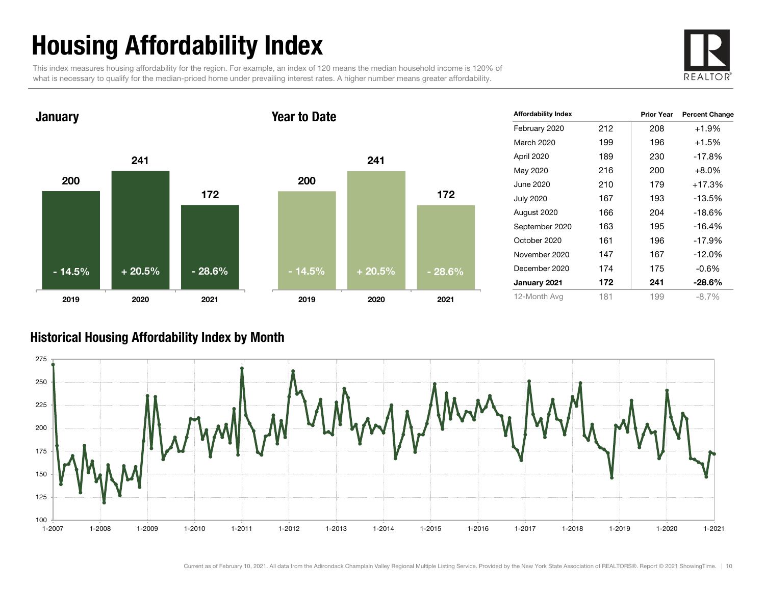# Housing Affordability Index

This index measures housing affordability for the region. For example, an index of 120 means the median household income is 120% of what is necessary to qualify for the median-priced home under prevailing interest rates. A higher number means greater affordability.

REALTOR®

## January

| | 2019 | 2020 | 2021 |
|---|---|---|---|
| Index | 200 | 241 | 172 |
| Change | - 14.5% | + 20.5% | - 28.6% |

## Year to Date

| | 2019 | 2020 | 2021 |
|---|---|---|---|
| Index | 200 | 241 | 172 |
| Change | - 14.5% | + 20.5% | - 28.6% |

| Affordability Index | | Prior Year | Percent Change |
|---|---|---|---|
| February 2020 | 212 | 208 | +1.9% |
| March 2020 | 199 | 196 | +1.5% |
| April 2020 | 189 | 230 | -17.8% |
| May 2020 | 216 | 200 | +8.0% |
| June 2020 | 210 | 179 | +17.3% |
| July 2020 | 167 | 193 | -13.5% |
| August 2020 | 166 | 204 | -18.6% |
| September 2020 | 163 | 195 | -16.4% |
| October 2020 | 161 | 196 | -17.9% |
| November 2020 | 147 | 167 | -12.0% |
| December 2020 | 174 | 175 | -0.6% |
| **January 2021** | **172** | **241** | **-28.6%** |
| 12-Month Avg | 181 | 199 | -8.7% |

## Historical Housing Affordability Index by Month

Current as of February 10, 2021. All data from the Adirondack Champlain Valley Regional Multiple Listing Service. Provided by the New York State Association of REALTORS®. Report © 2021 ShowingTime.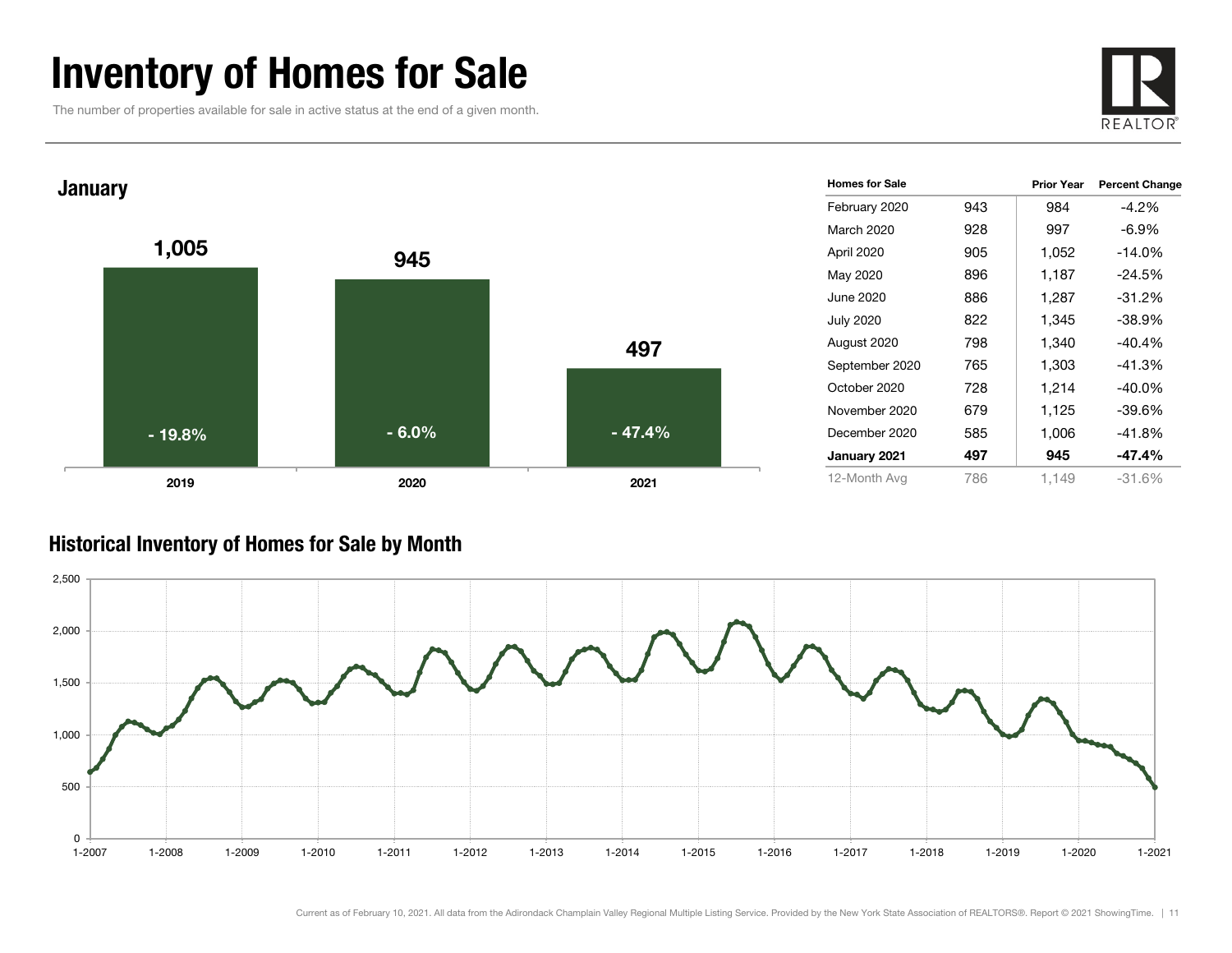# Inventory of Homes for Sale

The number of properties available for sale in active status at the end of a given month.

REALTOR®

## January

| | 2019 | 2020 | 2021 |
|---|---|---|---|
| Homes for Sale | 1,005 | 945 | 497 |
| Percent Change | - 19.8% | - 6.0% | - 47.4% |

| Homes for Sale | | Prior Year | Percent Change |
|---|---|---|---|
| February 2020 | 943 | 984 | -4.2% |
| March 2020 | 928 | 997 | -6.9% |
| April 2020 | 905 | 1,052 | -14.0% |
| May 2020 | 896 | 1,187 | -24.5% |
| June 2020 | 886 | 1,287 | -31.2% |
| July 2020 | 822 | 1,345 | -38.9% |
| August 2020 | 798 | 1,340 | -40.4% |
| September 2020 | 765 | 1,303 | -41.3% |
| October 2020 | 728 | 1,214 | -40.0% |
| November 2020 | 679 | 1,125 | -39.6% |
| December 2020 | 585 | 1,006 | -41.8% |
| **January 2021** | **497** | **945** | **-47.4%** |
| 12-Month Avg | 786 | 1,149 | -31.6% |

## Historical Inventory of Homes for Sale by Month

Current as of February 10, 2021. All data from the Adirondack Champlain Valley Regional Multiple Listing Service. Provided by the New York State Association of REALTORS®. Report © 2021 ShowingTime.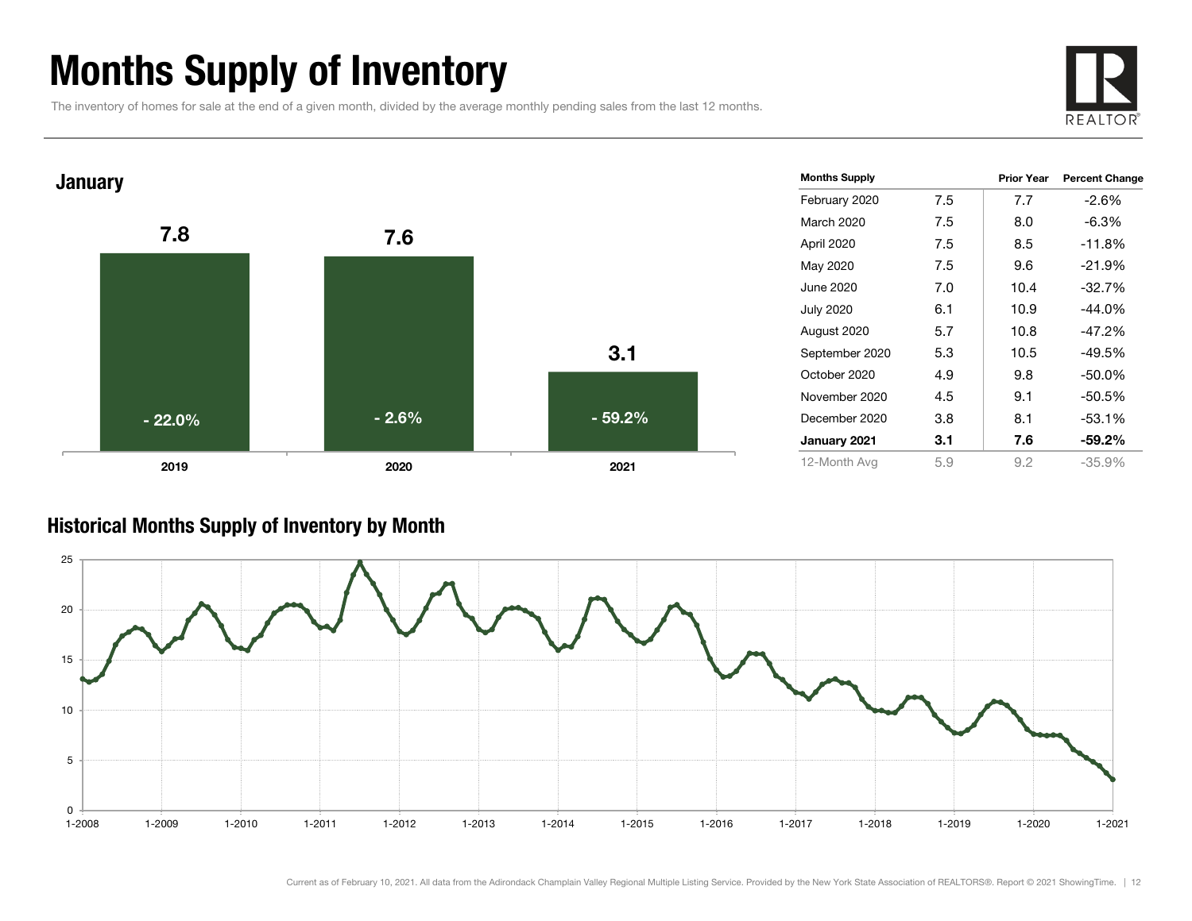# Months Supply of Inventory

The inventory of homes for sale at the end of a given month, divided by the average monthly pending sales from the last 12 months.

## January

| | 2019 | 2020 | 2021 |
|---|---|---|---|
| Months Supply | 7.8 | 7.6 | 3.1 |
| Percent Change | - 22.0% | - 2.6% | - 59.2% |

| Months Supply | | Prior Year | Percent Change |
|---|---|---|---|
| February 2020 | 7.5 | 7.7 | -2.6% |
| March 2020 | 7.5 | 8.0 | -6.3% |
| April 2020 | 7.5 | 8.5 | -11.8% |
| May 2020 | 7.5 | 9.6 | -21.9% |
| June 2020 | 7.0 | 10.4 | -32.7% |
| July 2020 | 6.1 | 10.9 | -44.0% |
| August 2020 | 5.7 | 10.8 | -47.2% |
| September 2020 | 5.3 | 10.5 | -49.5% |
| October 2020 | 4.9 | 9.8 | -50.0% |
| November 2020 | 4.5 | 9.1 | -50.5% |
| December 2020 | 3.8 | 8.1 | -53.1% |
| **January 2021** | **3.1** | **7.6** | **-59.2%** |
| 12-Month Avg | 5.9 | 9.2 | -35.9% |

## Historical Months Supply of Inventory by Month

Current as of February 10, 2021. All data from the Adirondack Champlain Valley Regional Multiple Listing Service. Provided by the New York State Association of REALTORS®. Report © 2021 ShowingTime.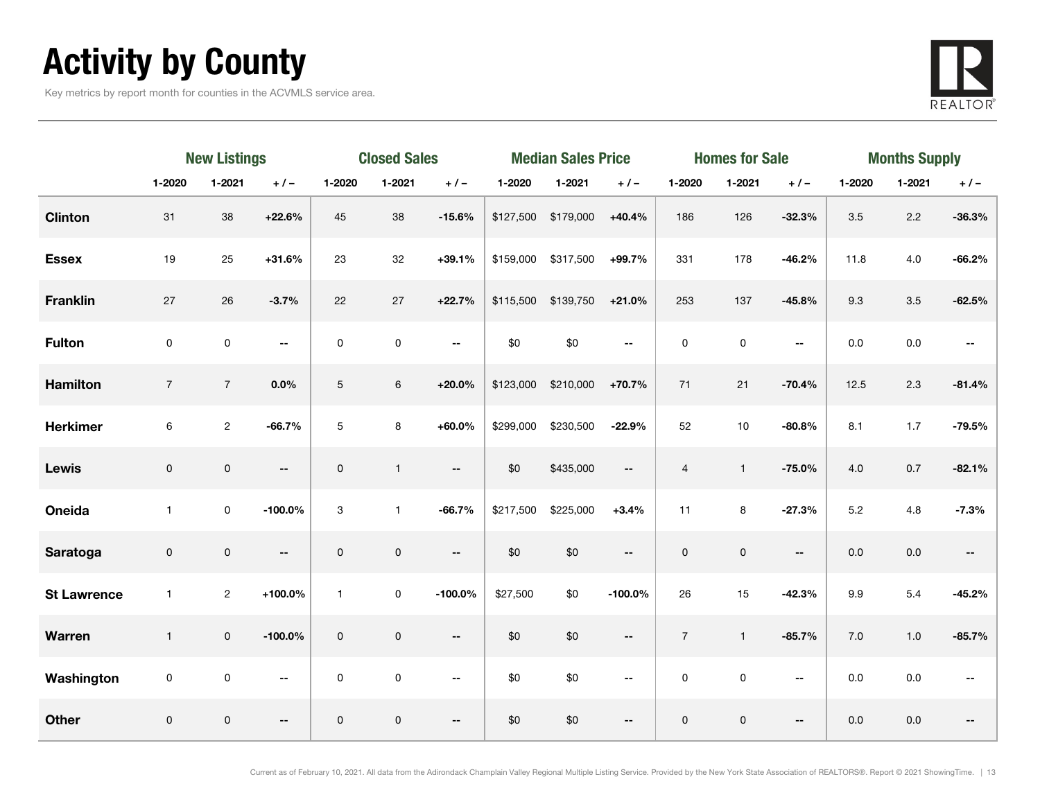# Activity by County

Key metrics by report month for counties in the ACVMLS service area.

| | New Listings | | | Closed Sales | | | Median Sales Price | | | Homes for Sale | | | Months Supply | | |
|---|---|---|---|---|---|---|---|---|---|---|---|---|---|---|---|
| | 1-2020 | 1-2021 | + / – | 1-2020 | 1-2021 | + / – | 1-2020 | 1-2021 | + / – | 1-2020 | 1-2021 | + / – | 1-2020 | 1-2021 | + / – |
| **Clinton** | 31 | 38 | **+22.6%** | 45 | 38 | **-15.6%** | $127,500 | $179,000 | **+40.4%** | 186 | 126 | **-32.3%** | 3.5 | 2.2 | **-36.3%** |
| **Essex** | 19 | 25 | **+31.6%** | 23 | 32 | **+39.1%** | $159,000 | $317,500 | **+99.7%** | 331 | 178 | **-46.2%** | 11.8 | 4.0 | **-66.2%** |
| **Franklin** | 27 | 26 | **-3.7%** | 22 | 27 | **+22.7%** | $115,500 | $139,750 | **+21.0%** | 253 | 137 | **-45.8%** | 9.3 | 3.5 | **-62.5%** |
| **Fulton** | 0 | 0 | -- | 0 | 0 | -- | $0 | $0 | -- | 0 | 0 | -- | 0.0 | 0.0 | -- |
| **Hamilton** | 7 | 7 | **0.0%** | 5 | 6 | **+20.0%** | $123,000 | $210,000 | **+70.7%** | 71 | 21 | **-70.4%** | 12.5 | 2.3 | **-81.4%** |
| **Herkimer** | 6 | 2 | **-66.7%** | 5 | 8 | **+60.0%** | $299,000 | $230,500 | **-22.9%** | 52 | 10 | **-80.8%** | 8.1 | 1.7 | **-79.5%** |
| **Lewis** | 0 | 0 | -- | 0 | 1 | -- | $0 | $435,000 | -- | 4 | 1 | **-75.0%** | 4.0 | 0.7 | **-82.1%** |
| **Oneida** | 1 | 0 | **-100.0%** | 3 | 1 | **-66.7%** | $217,500 | $225,000 | **+3.4%** | 11 | 8 | **-27.3%** | 5.2 | 4.8 | **-7.3%** |
| **Saratoga** | 0 | 0 | -- | 0 | 0 | -- | $0 | $0 | -- | 0 | 0 | -- | 0.0 | 0.0 | -- |
| **St Lawrence** | 1 | 2 | **+100.0%** | 1 | 0 | **-100.0%** | $27,500 | $0 | **-100.0%** | 26 | 15 | **-42.3%** | 9.9 | 5.4 | **-45.2%** |
| **Warren** | 1 | 0 | **-100.0%** | 0 | 0 | -- | $0 | $0 | -- | 7 | 1 | **-85.7%** | 7.0 | 1.0 | **-85.7%** |
| **Washington** | 0 | 0 | -- | 0 | 0 | -- | $0 | $0 | -- | 0 | 0 | -- | 0.0 | 0.0 | -- |
| **Other** | 0 | 0 | -- | 0 | 0 | -- | $0 | $0 | -- | 0 | 0 | -- | 0.0 | 0.0 | -- |

Current as of February 10, 2021. All data from the Adirondack Champlain Valley Regional Multiple Listing Service. Provided by the New York State Association of REALTORS®. Report © 2021 ShowingTime.